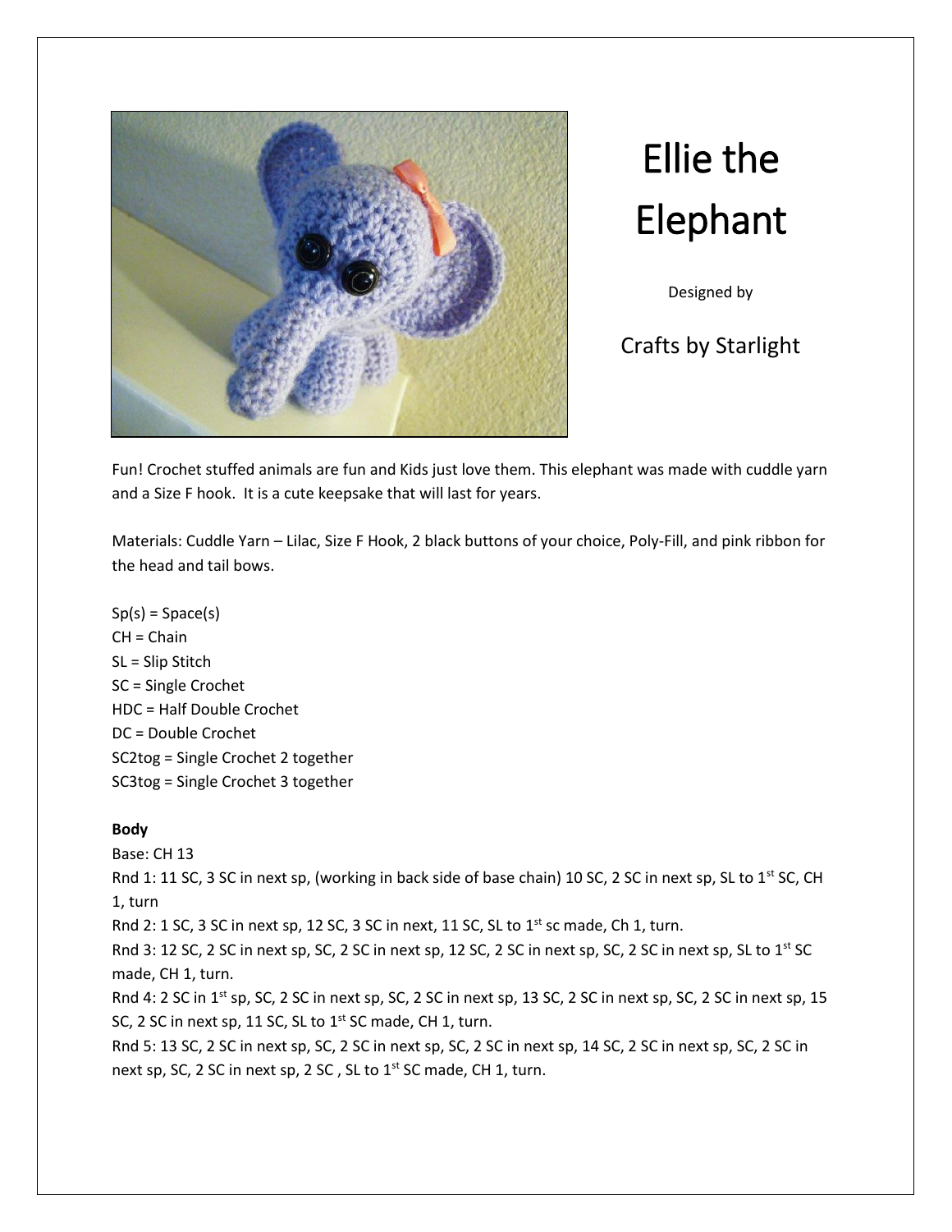# Ellie the Elephant

Designed by

Crafts by Starlight

Fun! Crochet stuffed animals are fun and Kids just love them. This elephant was made with cuddle yarn and a Size F hook. It is a cute keepsake that will last for years.

Materials: Cuddle Yarn – Lilac, Size F Hook, 2 black buttons of your choice, Poly-Fill, and pink ribbon for the head and tail bows.

Sp(s) = Space(s)
CH = Chain
SL = Slip Stitch
SC = Single Crochet
HDC = Half Double Crochet
DC = Double Crochet
SC2tog = Single Crochet 2 together
SC3tog = Single Crochet 3 together

**Body**

Base: CH 13

Rnd 1: 11 SC, 3 SC in next sp, (working in back side of base chain) 10 SC, 2 SC in next sp, SL to 1st SC, CH 1, turn

Rnd 2: 1 SC, 3 SC in next sp, 12 SC, 3 SC in next, 11 SC, SL to 1st sc made, Ch 1, turn.

Rnd 3: 12 SC, 2 SC in next sp, SC, 2 SC in next sp, 12 SC, 2 SC in next sp, SC, 2 SC in next sp, SL to 1st SC made, CH 1, turn.

Rnd 4: 2 SC in 1st sp, SC, 2 SC in next sp, SC, 2 SC in next sp, 13 SC, 2 SC in next sp, SC, 2 SC in next sp, 15 SC, 2 SC in next sp, 11 SC, SL to 1st SC made, CH 1, turn.

Rnd 5: 13 SC, 2 SC in next sp, SC, 2 SC in next sp, SC, 2 SC in next sp, 14 SC, 2 SC in next sp, SC, 2 SC in next sp, SC, 2 SC in next sp, 2 SC , SL to 1st SC made, CH 1, turn.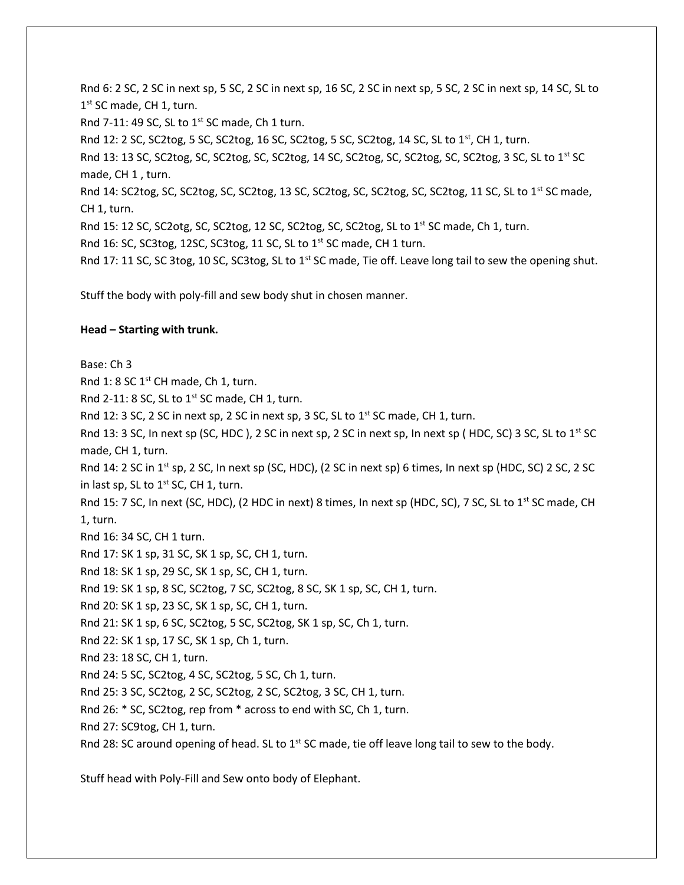Rnd 6: 2 SC, 2 SC in next sp, 5 SC, 2 SC in next sp, 16 SC, 2 SC in next sp, 5 SC, 2 SC in next sp, 14 SC, SL to 1st SC made, CH 1, turn.

Rnd 7-11: 49 SC, SL to 1st SC made, Ch 1 turn.

Rnd 12: 2 SC, SC2tog, 5 SC, SC2tog, 16 SC, SC2tog, 5 SC, SC2tog, 14 SC, SL to 1st, CH 1, turn.

Rnd 13: 13 SC, SC2tog, SC, SC2tog, SC, SC2tog, 14 SC, SC2tog, SC, SC2tog, SC, SC2tog, 3 SC, SL to 1st SC made, CH 1 , turn.

Rnd 14: SC2tog, SC, SC2tog, SC, SC2tog, 13 SC, SC2tog, SC, SC2tog, SC, SC2tog, 11 SC, SL to 1st SC made, CH 1, turn.

Rnd 15: 12 SC, SC2otg, SC, SC2tog, 12 SC, SC2tog, SC, SC2tog, SL to 1st SC made, Ch 1, turn.

Rnd 16: SC, SC3tog, 12SC, SC3tog, 11 SC, SL to 1st SC made, CH 1 turn.

Rnd 17: 11 SC, SC 3tog, 10 SC, SC3tog, SL to 1st SC made, Tie off. Leave long tail to sew the opening shut.

Stuff the body with poly-fill and sew body shut in chosen manner.

**Head – Starting with trunk.**

Base: Ch 3

Rnd 1: 8 SC 1st CH made, Ch 1, turn.

Rnd 2-11: 8 SC, SL to 1st SC made, CH 1, turn.

Rnd 12: 3 SC, 2 SC in next sp, 2 SC in next sp, 3 SC, SL to 1st SC made, CH 1, turn.

Rnd 13: 3 SC, In next sp (SC, HDC ), 2 SC in next sp, 2 SC in next sp, In next sp ( HDC, SC) 3 SC, SL to 1st SC made, CH 1, turn.

Rnd 14: 2 SC in 1st sp, 2 SC, In next sp (SC, HDC), (2 SC in next sp) 6 times, In next sp (HDC, SC) 2 SC, 2 SC in last sp, SL to 1st SC, CH 1, turn.

Rnd 15: 7 SC, In next (SC, HDC), (2 HDC in next) 8 times, In next sp (HDC, SC), 7 SC, SL to 1st SC made, CH 1, turn.

Rnd 16: 34 SC, CH 1 turn.

Rnd 17: SK 1 sp, 31 SC, SK 1 sp, SC, CH 1, turn.

Rnd 18: SK 1 sp, 29 SC, SK 1 sp, SC, CH 1, turn.

Rnd 19: SK 1 sp, 8 SC, SC2tog, 7 SC, SC2tog, 8 SC, SK 1 sp, SC, CH 1, turn.

Rnd 20: SK 1 sp, 23 SC, SK 1 sp, SC, CH 1, turn.

Rnd 21: SK 1 sp, 6 SC, SC2tog, 5 SC, SC2tog, SK 1 sp, SC, Ch 1, turn.

Rnd 22: SK 1 sp, 17 SC, SK 1 sp, Ch 1, turn.

Rnd 23: 18 SC, CH 1, turn.

Rnd 24: 5 SC, SC2tog, 4 SC, SC2tog, 5 SC, Ch 1, turn.

Rnd 25: 3 SC, SC2tog, 2 SC, SC2tog, 2 SC, SC2tog, 3 SC, CH 1, turn.

Rnd 26: * SC, SC2tog, rep from * across to end with SC, Ch 1, turn.

Rnd 27: SC9tog, CH 1, turn.

Rnd 28: SC around opening of head. SL to 1st SC made, tie off leave long tail to sew to the body.

Stuff head with Poly-Fill and Sew onto body of Elephant.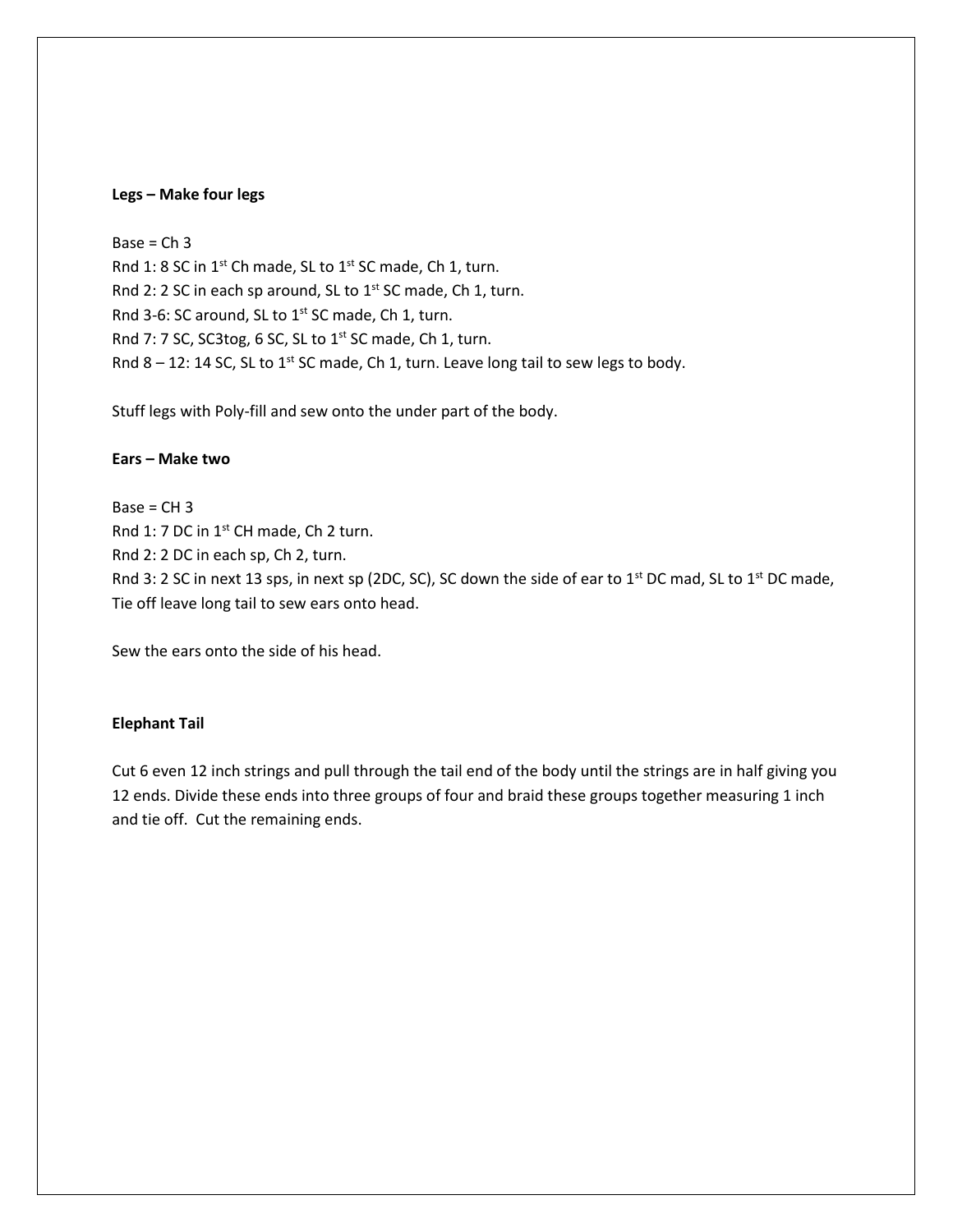**Legs – Make four legs**

Base = Ch 3
Rnd 1: 8 SC in 1st Ch made, SL to 1st SC made, Ch 1, turn.
Rnd 2: 2 SC in each sp around, SL to 1st SC made, Ch 1, turn.
Rnd 3-6: SC around, SL to 1st SC made, Ch 1, turn.
Rnd 7: 7 SC, SC3tog, 6 SC, SL to 1st SC made, Ch 1, turn.
Rnd 8 – 12: 14 SC, SL to 1st SC made, Ch 1, turn. Leave long tail to sew legs to body.

Stuff legs with Poly-fill and sew onto the under part of the body.

**Ears – Make two**

Base = CH 3
Rnd 1: 7 DC in 1st CH made, Ch 2 turn.
Rnd 2: 2 DC in each sp, Ch 2, turn.
Rnd 3: 2 SC in next 13 sps, in next sp (2DC, SC), SC down the side of ear to 1st DC mad, SL to 1st DC made, Tie off leave long tail to sew ears onto head.

Sew the ears onto the side of his head.

**Elephant Tail**

Cut 6 even 12 inch strings and pull through the tail end of the body until the strings are in half giving you 12 ends. Divide these ends into three groups of four and braid these groups together measuring 1 inch and tie off. Cut the remaining ends.